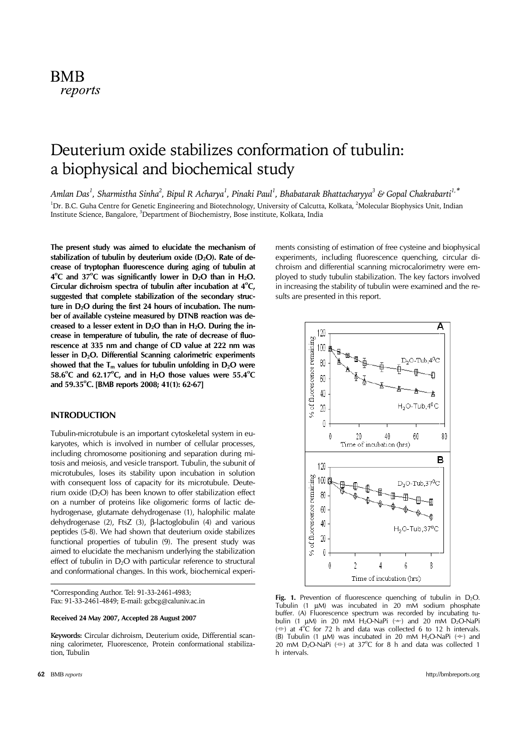# Deuterium oxide stabilizes conformation of tubulin: a biophysical and biochemical study

*Amlan Das[1], Sharmistha Sinha[2], Bipul R Acharya[1], Pinaki Paul[1], Bhabatarak Bhattacharyya[3] & Gopal Chakrabarti[1,*]*

[1]Dr. B.C. Guha Centre for Genetic Engineering and Biotechnology, University of Calcutta, Kolkata, [2]Molecular Biophysics Unit, Indian Institute Science, Bangalore, [3]Department of Biochemistry, Bose institute, Kolkata, India

**The present study was aimed to elucidate the mechanism of stabilization of tubulin by deuterium oxide ($D_2O$). Rate of decrease of tryptophan fluorescence during aging of tubulin at 4°C and 37°C was significantly lower in $D_2O$ than in $H_2O$. Circular dichroism spectra of tubulin after incubation at 4°C, suggested that complete stabilization of the secondary structure in $D_2O$ during the first 24 hours of incubation. The number of available cysteine measured by DTNB reaction was decreased to a lesser extent in $D_2O$ than in $H_2O$. During the increase in temperature of tubulin, the rate of decrease of fluorescence at 335 nm and change of CD value at 222 nm was lesser in $D_2O$. Differential Scanning calorimetric experiments showed that the $T_m$ values for tubulin unfolding in $D_2O$ were 58.6°C and 62.17°C, and in $H_2O$ those values were 55.4°C and 59.35°C. [BMB reports 2008; 41(1): 62-67]**

## INTRODUCTION

Tubulin-microtubule is an important cytoskeletal system in eukaryotes, which is involved in number of cellular processes, including chromosome positioning and separation during mitosis and meiosis, and vesicle transport. Tubulin, the subunit of microtubules, loses its stability upon incubation in solution with consequent loss of capacity for its microtubule. Deuterium oxide ($D_2O$) has been known to offer stabilization effect on a number of proteins like oligomeric forms of lactic dehydrogenase, glutamate dehydrogenase (1), halophilic malate dehydrogenase (2), FtsZ (3), β-lactoglobulin (4) and various peptides (5-8). We had shown that deuterium oxide stabilizes functional properties of tubulin (9). The present study was aimed to elucidate the mechanism underlying the stabilization effect of tubulin in $D_2O$ with particular reference to structural and conformational changes. In this work, biochemical experiments consisting of estimation of free cysteine and biophysical experiments, including fluorescence quenching, circular dichroism and differential scanning microcalorimetry were employed to study tubulin stabilization. The key factors involved in increasing the stability of tubulin were examined and the results are presented in this report.

*Corresponding Author. Tel: 91-33-2461-4983; Fax: 91-33-2461-4849; E-mail: gcbcg@caluniv.ac.in

**Received 24 May 2007, Accepted 28 August 2007**

**Keywords:** Circular dichroism, Deuterium oxide, Differential scanning calorimeter, Fluorescence, Protein conformational stabilization, Tubulin

**Fig. 1.** Prevention of fluorescence quenching of tubulin in $D_2O$. Tubulin (1 μM) was incubated in 20 mM sodium phosphate buffer. (A) Fluorescence spectrum was recorded by incubating tubulin (1 μM) in 20 mM $H_2O$-NaPi (-△-) and 20 mM $D_2O$-NaPi (-□-) at 4°C for 72 h and data was collected 6 to 12 h intervals. (B) Tubulin (1 μM) was incubated in 20 mM $H_2O$-NaPi (-◇-) and 20 mM $D_2O$-NaPi (-□-) at 37°C for 8 h and data was collected 1 h intervals.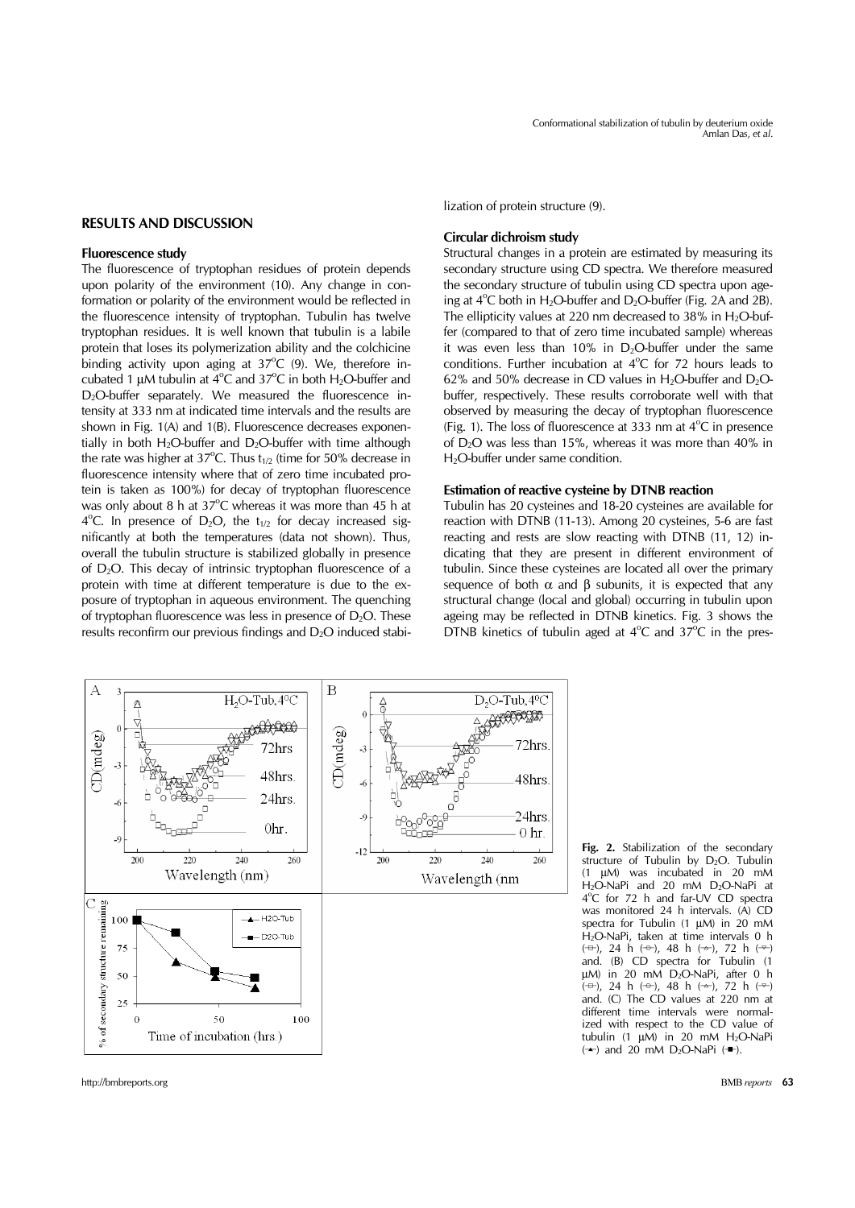## RESULTS AND DISCUSSION

### Fluorescence study

The fluorescence of tryptophan residues of protein depends upon polarity of the environment (10). Any change in conformation or polarity of the environment would be reflected in the fluorescence intensity of tryptophan. Tubulin has twelve tryptophan residues. It is well known that tubulin is a labile protein that loses its polymerization ability and the colchicine binding activity upon aging at 37°C (9). We, therefore incubated 1 μM tubulin at 4°C and 37°C in both $H_2O$-buffer and $D_2O$-buffer separately. We measured the fluorescence intensity at 333 nm at indicated time intervals and the results are shown in Fig. 1(A) and 1(B). Fluorescence decreases exponentially in both $H_2O$-buffer and $D_2O$-buffer with time although the rate was higher at 37°C. Thus $t_{1/2}$ (time for 50% decrease in fluorescence intensity where that of zero time incubated protein is taken as 100%) for decay of tryptophan fluorescence was only about 8 h at 37°C whereas it was more than 45 h at 4°C. In presence of $D_2O$, the $t_{1/2}$ for decay increased significantly at both the temperatures (data not shown). Thus, overall the tubulin structure is stabilized globally in presence of $D_2O$. This decay of intrinsic tryptophan fluorescence of a protein with time at different temperature is due to the exposure of tryptophan in aqueous environment. The quenching of tryptophan fluorescence was less in presence of $D_2O$. These results reconfirm our previous findings and $D_2O$ induced stabilization of protein structure (9).

### Circular dichroism study

Structural changes in a protein are estimated by measuring its secondary structure using CD spectra. We therefore measured the secondary structure of tubulin using CD spectra upon ageing at 4°C both in $H_2O$-buffer and $D_2O$-buffer (Fig. 2A and 2B). The ellipticity values at 220 nm decreased to 38% in $H_2O$-buffer (compared to that of zero time incubated sample) whereas it was even less than 10% in $D_2O$-buffer under the same conditions. Further incubation at 4°C for 72 hours leads to 62% and 50% decrease in CD values in $H_2O$-buffer and $D_2O$-buffer, respectively. These results corroborate well with that observed by measuring the decay of tryptophan fluorescence (Fig. 1). The loss of fluorescence at 333 nm at 4°C in presence of $D_2O$ was less than 15%, whereas it was more than 40% in $H_2O$-buffer under same condition.

### Estimation of reactive cysteine by DTNB reaction

Tubulin has 20 cysteines and 18-20 cysteines are available for reaction with DTNB (11-13). Among 20 cysteines, 5-6 are fast reacting and rests are slow reacting with DTNB (11, 12) indicating that they are present in different environment of tubulin. Since these cysteines are located all over the primary sequence of both α and β subunits, it is expected that any structural change (local and global) occurring in tubulin upon ageing may be reflected in DTNB kinetics. Fig. 3 shows the DTNB kinetics of tubulin aged at 4°C and 37°C in the pres-

**Fig. 2.** Stabilization of the secondary structure of Tubulin by $D_2O$. Tubulin (1 μM) was incubated in 20 mM $H_2O$-NaPi and 20 mM $D_2O$-NaPi at 4°C for 72 h and far-UV CD spectra was monitored 24 h intervals. (A) CD spectra for Tubulin (1 μM) in 20 mM $H_2O$-NaPi, taken at time intervals 0 h (□), 24 h (○), 48 h (△), 72 h (▽) and. (B) CD spectra for Tubulin (1 μM) in 20 mM $D_2O$-NaPi, after 0 h (□), 24 h (○), 48 h (△), 72 h (▽) and. (C) The CD values at 220 nm at different time intervals were normalized with respect to the CD value of tubulin (1 μM) in 20 mM $H_2O$-NaPi (▲) and 20 mM $D_2O$-NaPi (■).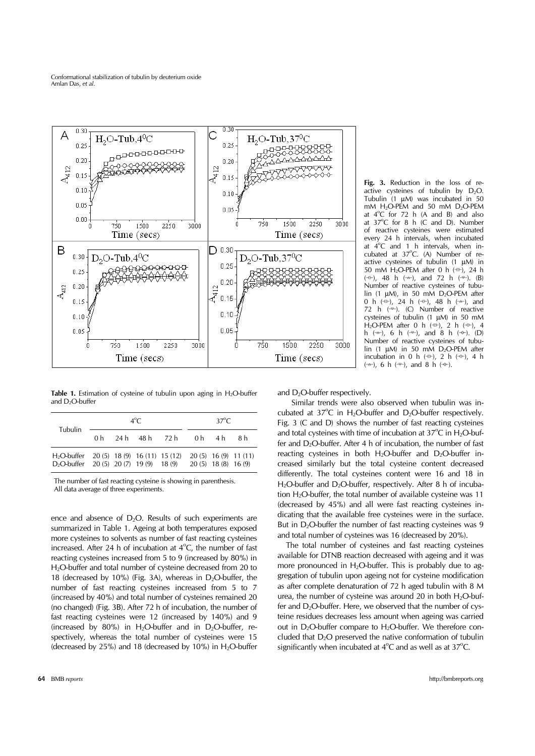**Fig. 3.** Reduction in the loss of reactive cysteines of tubulin by $D_2O$. Tubulin (1 μM) was incubated in 50 mM $H_2O$-PEM and 50 mM $D_2O$-PEM at $4^oC$ for 72 h (A and B) and also at $37^oC$ for 8 h (C and D). Number of reactive cysteines were estimated every 24 h intervals, when incubated at $4^oC$ and 1 h intervals, when incubated at $37^oC$. (A) Number of reactive cysteines of tubulin (1 μM) in 50 mM $H_2O$-PEM after 0 h (□), 24 h (○), 48 h (△), and 72 h (▽). (B) Number of reactive cysteines of tubulin (1 μM), in 50 mM $D_2O$-PEM after 0 h (□), 24 h (○), 48 h (△), and 72 h (▽). (C) Number of reactive cysteines of tubulin (1 μM) in 50 mM $H_2O$-PEM after 0 h (□), 2 h (○), 4 h (△), 6 h (▽), and 8 h (◇). (D) Number of reactive cysteines of tubulin (1 μM) in 50 mM $D_2O$-PEM after incubation in 0 h (□), 2 h (○), 4 h (△), 6 h (▽), and 8 h (◇).

**Table 1.** Estimation of cysteine of tubulin upon aging in $H_2O$-buffer and $D_2O$-buffer

| Tubulin | $4^oC$ | | | | $37^oC$ | | |
|---|---|---|---|---|---|---|---|
| | 0 h | 24 h | 48 h | 72 h | 0 h | 4 h | 8 h |
| $H_2O$-buffer | 20 (5) | 18 (9) | 16 (11) | 15 (12) | 20 (5) | 16 (9) | 11 (11) |
| $D_2O$-buffer | 20 (5) | 20 (7) | 19 (9) | 18 (9) | 20 (5) | 18 (8) | 16 (9) |

The number of fast reacting cysteine is showing in parenthesis.
All data average of three experiments.

ence and absence of $D_2O$. Results of such experiments are summarized in Table 1. Ageing at both temperatures exposed more cysteines to solvents as number of fast reacting cysteines increased. After 24 h of incubation at $4^oC$, the number of fast reacting cysteines increased from 5 to 9 (increased by 80%) in $H_2O$-buffer and total number of cysteine decreased from 20 to 18 (decreased by 10%) (Fig. 3A), whereas in $D_2O$-buffer, the number of fast reacting cysteines increased from 5 to 7 (increased by 40%) and total number of cysteines remained 20 (no changed) (Fig. 3B). After 72 h of incubation, the number of fast reacting cysteines were 12 (increased by 140%) and 9 (increased by 80%) in $H_2O$-buffer and in $D_2O$-buffer, respectively, whereas the total number of cysteines were 15 (decreased by 25%) and 18 (decreased by 10%) in $H_2O$-buffer and $D_2O$-buffer respectively.

Similar trends were also observed when tubulin was incubated at $37^oC$ in $H_2O$-buffer and $D_2O$-buffer respectively. Fig. 3 (C and D) shows the number of fast reacting cysteines and total cysteines with time of incubation at $37^oC$ in $H_2O$-buffer and $D_2O$-buffer. After 4 h of incubation, the number of fast reacting cysteines in both $H_2O$-buffer and $D_2O$-buffer increased similarly but the total cysteine content decreased differently. The total cysteines content were 16 and 18 in $H_2O$-buffer and $D_2O$-buffer, respectively. After 8 h of incubation $H_2O$-buffer, the total number of available cysteine was 11 (decreased by 45%) and all were fast reacting cysteines indicating that the available free cysteines were in the surface. But in $D_2O$-buffer the number of fast reacting cysteines was 9 and total number of cysteines was 16 (decreased by 20%).

The total number of cysteines and fast reacting cysteines available for DTNB reaction decreased with ageing and it was more pronounced in $H_2O$-buffer. This is probably due to aggregation of tubulin upon ageing not for cysteine modification as after complete denaturation of 72 h aged tubulin with 8 M urea, the number of cysteine was around 20 in both $H_2O$-buffer and $D_2O$-buffer. Here, we observed that the number of cysteine residues decreases less amount when ageing was carried out in $D_2O$-buffer compare to $H_2O$-buffer. We therefore concluded that $D_2O$ preserved the native conformation of tubulin significantly when incubated at $4^oC$ and as well as at $37^oC$.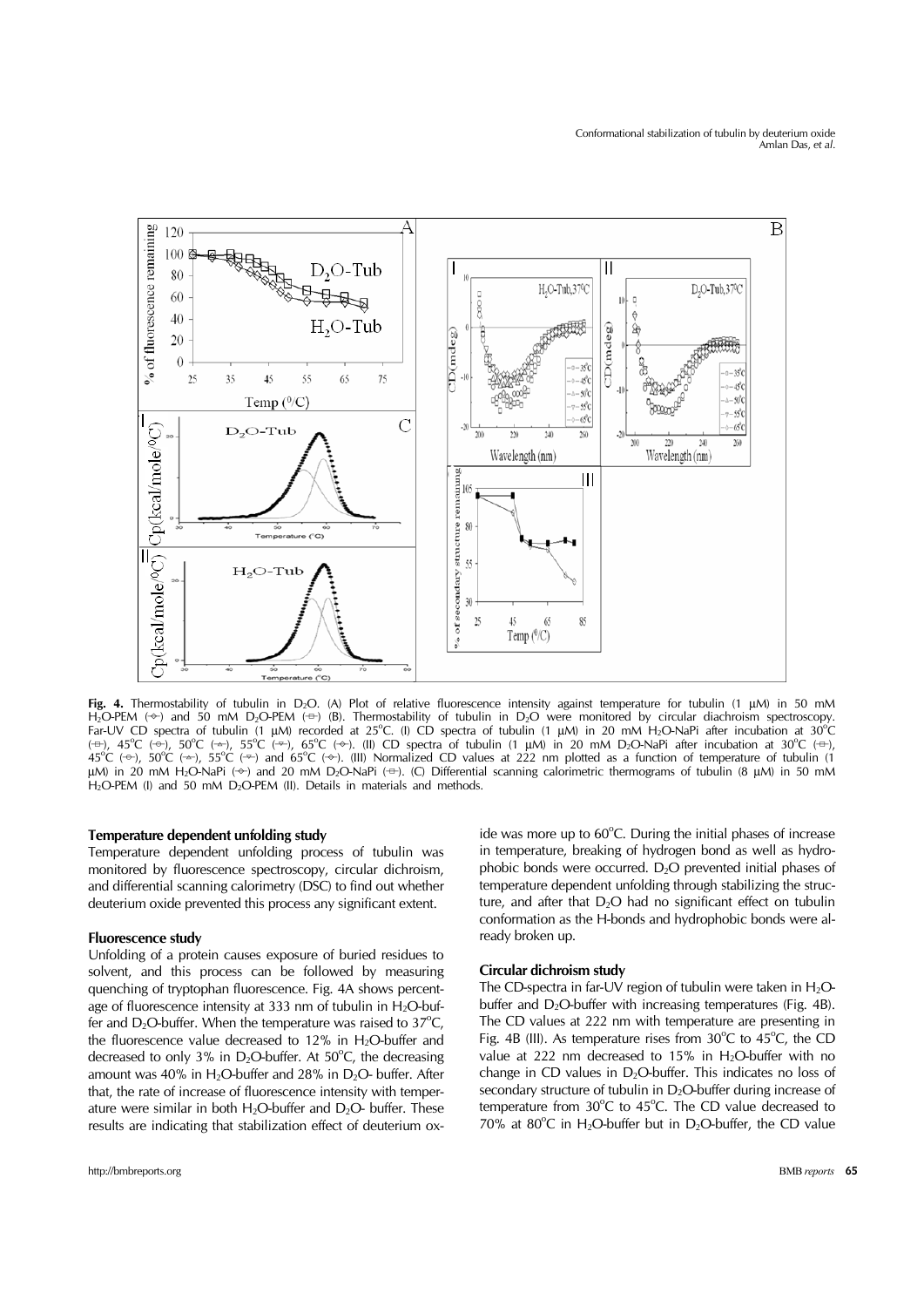**Fig. 4.** Thermostability of tubulin in $D_2O$. (A) Plot of relative fluorescence intensity against temperature for tubulin (1 μM) in 50 mM $H_2O$-PEM (◇) and 50 mM $D_2O$-PEM (⊟) (B). Thermostability of tubulin in $D_2O$ were monitored by circular diachroism spectroscopy. Far-UV CD spectra of tubulin (1 μM) recorded at 25°C. (I) CD spectra of tubulin (1 μM) in 20 mM $H_2O$-NaPi after incubation at 30°C (⊟), 45°C (⊖), 50°C (△), 55°C (▽), 65°C (◇). (II) CD spectra of tubulin (1 μM) in 20 mM $D_2O$-NaPi after incubation at 30°C (⊟), 45°C (⊖), 50°C (△), 55°C (▽) and 65°C (◇). (III) Normalized CD values at 222 nm plotted as a function of temperature of tubulin (1 μM) in 20 mM $H_2O$-NaPi (◇) and 20 mM $D_2O$-NaPi (⊟). (C) Differential scanning calorimetric thermograms of tubulin (8 μM) in 50 mM $H_2O$-PEM (I) and 50 mM $D_2O$-PEM (II). Details in materials and methods.

### Temperature dependent unfolding study

Temperature dependent unfolding process of tubulin was monitored by fluorescence spectroscopy, circular dichroism, and differential scanning calorimetry (DSC) to find out whether deuterium oxide prevented this process any significant extent.

### Fluorescence study

Unfolding of a protein causes exposure of buried residues to solvent, and this process can be followed by measuring quenching of tryptophan fluorescence. Fig. 4A shows percentage of fluorescence intensity at 333 nm of tubulin in $H_2O$-buffer and $D_2O$-buffer. When the temperature was raised to 37°C, the fluorescence value decreased to 12% in $H_2O$-buffer and decreased to only 3% in $D_2O$-buffer. At 50°C, the decreasing amount was 40% in $H_2O$-buffer and 28% in $D_2O$- buffer. After that, the rate of increase of fluorescence intensity with temperature were similar in both $H_2O$-buffer and $D_2O$- buffer. These results are indicating that stabilization effect of deuterium oxide was more up to 60°C. During the initial phases of increase in temperature, breaking of hydrogen bond as well as hydrophobic bonds were occurred. $D_2O$ prevented initial phases of temperature dependent unfolding through stabilizing the structure, and after that $D_2O$ had no significant effect on tubulin conformation as the H-bonds and hydrophobic bonds were already broken up.

### Circular dichroism study

The CD-spectra in far-UV region of tubulin were taken in $H_2O$-buffer and $D_2O$-buffer with increasing temperatures (Fig. 4B). The CD values at 222 nm with temperature are presenting in Fig. 4B (III). As temperature rises from 30°C to 45°C, the CD value at 222 nm decreased to 15% in $H_2O$-buffer with no change in CD values in $D_2O$-buffer. This indicates no loss of secondary structure of tubulin in $D_2O$-buffer during increase of temperature from 30°C to 45°C. The CD value decreased to 70% at 80°C in $H_2O$-buffer but in $D_2O$-buffer, the CD value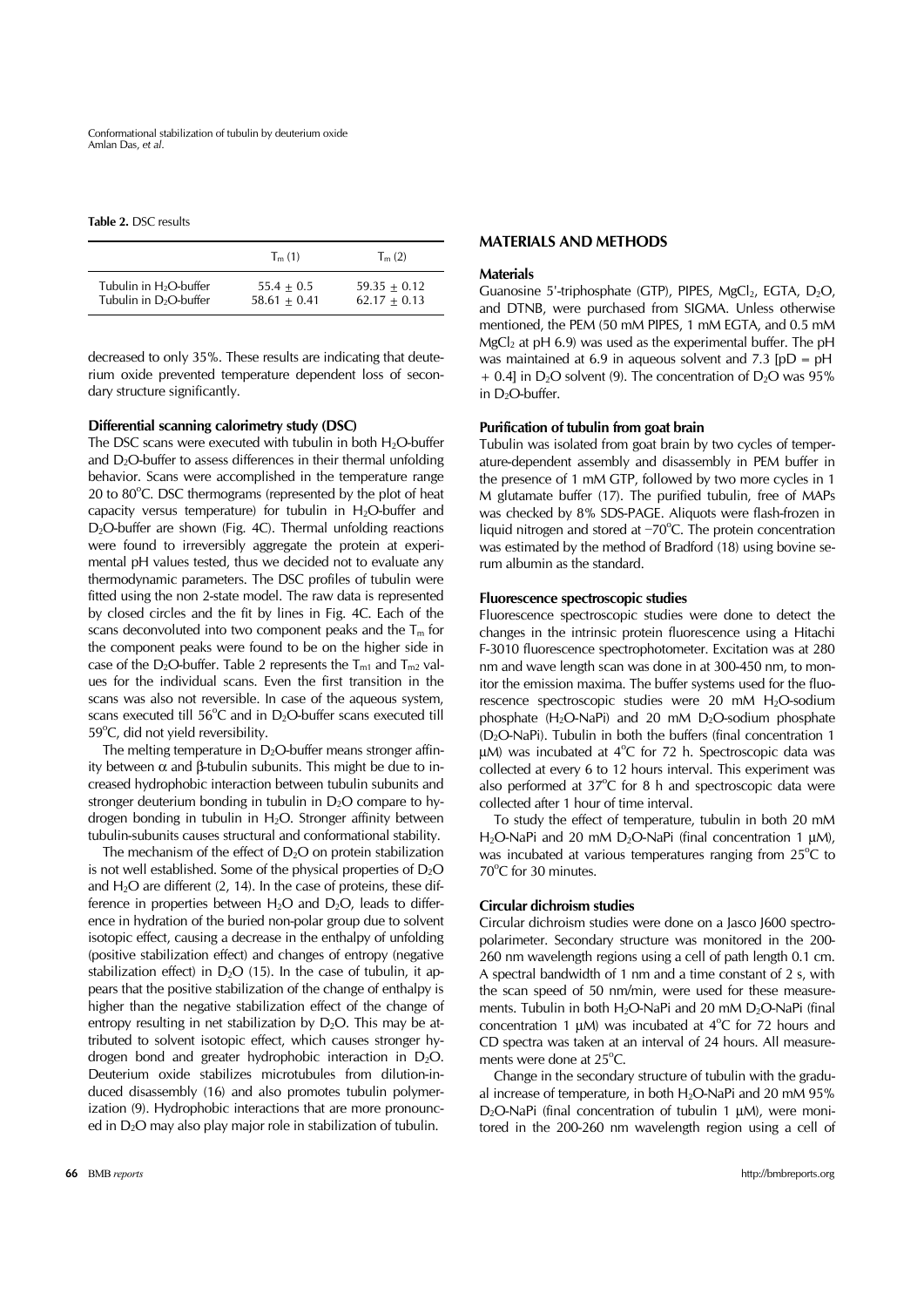**Table 2.** DSC results

| | $T_m$ (1) | $T_m$ (2) |
|---|---|---|
| Tubulin in $H_2O$-buffer | $55.4 \pm 0.5$ | $59.35 \pm 0.12$ |
| Tubulin in $D_2O$-buffer | $58.61 \pm 0.41$ | $62.17 \pm 0.13$ |

decreased to only 35%. These results are indicating that deuterium oxide prevented temperature dependent loss of secondary structure significantly.

### Differential scanning calorimetry study (DSC)

The DSC scans were executed with tubulin in both $H_2O$-buffer and $D_2O$-buffer to assess differences in their thermal unfolding behavior. Scans were accomplished in the temperature range 20 to 80°C. DSC thermograms (represented by the plot of heat capacity versus temperature) for tubulin in $H_2O$-buffer and $D_2O$-buffer are shown (Fig. 4C). Thermal unfolding reactions were found to irreversibly aggregate the protein at experimental pH values tested, thus we decided not to evaluate any thermodynamic parameters. The DSC profiles of tubulin were fitted using the non 2-state model. The raw data is represented by closed circles and the fit by lines in Fig. 4C. Each of the scans deconvoluted into two component peaks and the $T_m$ for the component peaks were found to be on the higher side in case of the $D_2O$-buffer. Table 2 represents the $T_{m1}$ and $T_{m2}$ values for the individual scans. Even the first transition in the scans was also not reversible. In case of the aqueous system, scans executed till 56°C and in $D_2O$-buffer scans executed till 59°C, did not yield reversibility.

The melting temperature in $D_2O$-buffer means stronger affinity between α and β-tubulin subunits. This might be due to increased hydrophobic interaction between tubulin subunits and stronger deuterium bonding in tubulin in $D_2O$ compare to hydrogen bonding in tubulin in $H_2O$. Stronger affinity between tubulin-subunits causes structural and conformational stability.

The mechanism of the effect of $D_2O$ on protein stabilization is not well established. Some of the physical properties of $D_2O$ and $H_2O$ are different (2, 14). In the case of proteins, these difference in properties between $H_2O$ and $D_2O$, leads to difference in hydration of the buried non-polar group due to solvent isotopic effect, causing a decrease in the enthalpy of unfolding (positive stabilization effect) and changes of entropy (negative stabilization effect) in $D_2O$ (15). In the case of tubulin, it appears that the positive stabilization of the change of enthalpy is higher than the negative stabilization effect of the change of entropy resulting in net stabilization by $D_2O$. This may be attributed to solvent isotopic effect, which causes stronger hydrogen bond and greater hydrophobic interaction in $D_2O$. Deuterium oxide stabilizes microtubules from dilution-induced disassembly (16) and also promotes tubulin polymerization (9). Hydrophobic interactions that are more pronounced in $D_2O$ may also play major role in stabilization of tubulin.

## MATERIALS AND METHODS

### Materials

Guanosine 5'-triphosphate (GTP), PIPES, $MgCl_2$, EGTA, $D_2O$, and DTNB, were purchased from SIGMA. Unless otherwise mentioned, the PEM (50 mM PIPES, 1 mM EGTA, and 0.5 mM $MgCl_2$ at pH 6.9) was used as the experimental buffer. The pH was maintained at 6.9 in aqueous solvent and 7.3 [pD = pH + 0.4] in $D_2O$ solvent (9). The concentration of $D_2O$ was 95% in $D_2O$-buffer.

### Purification of tubulin from goat brain

Tubulin was isolated from goat brain by two cycles of temperature-dependent assembly and disassembly in PEM buffer in the presence of 1 mM GTP, followed by two more cycles in 1 M glutamate buffer (17). The purified tubulin, free of MAPs was checked by 8% SDS-PAGE. Aliquots were flash-frozen in liquid nitrogen and stored at −70°C. The protein concentration was estimated by the method of Bradford (18) using bovine serum albumin as the standard.

### Fluorescence spectroscopic studies

Fluorescence spectroscopic studies were done to detect the changes in the intrinsic protein fluorescence using a Hitachi F-3010 fluorescence spectrophotometer. Excitation was at 280 nm and wave length scan was done in at 300-450 nm, to monitor the emission maxima. The buffer systems used for the fluorescence spectroscopic studies were 20 mM $H_2O$-sodium phosphate ($H_2O$-NaPi) and 20 mM $D_2O$-sodium phosphate ($D_2O$-NaPi). Tubulin in both the buffers (final concentration 1 μM) was incubated at 4°C for 72 h. Spectroscopic data was collected at every 6 to 12 hours interval. This experiment was also performed at 37°C for 8 h and spectroscopic data were collected after 1 hour of time interval.

To study the effect of temperature, tubulin in both 20 mM $H_2O$-NaPi and 20 mM $D_2O$-NaPi (final concentration 1 μM), was incubated at various temperatures ranging from 25°C to 70°C for 30 minutes.

### Circular dichroism studies

Circular dichroism studies were done on a Jasco J600 spectropolarimeter. Secondary structure was monitored in the 200-260 nm wavelength regions using a cell of path length 0.1 cm. A spectral bandwidth of 1 nm and a time constant of 2 s, with the scan speed of 50 nm/min, were used for these measurements. Tubulin in both $H_2O$-NaPi and 20 mM $D_2O$-NaPi (final concentration 1 μM) was incubated at 4°C for 72 hours and CD spectra was taken at an interval of 24 hours. All measurements were done at 25°C.

Change in the secondary structure of tubulin with the gradual increase of temperature, in both $H_2O$-NaPi and 20 mM 95% $D_2O$-NaPi (final concentration of tubulin 1 μM), were monitored in the 200-260 nm wavelength region using a cell of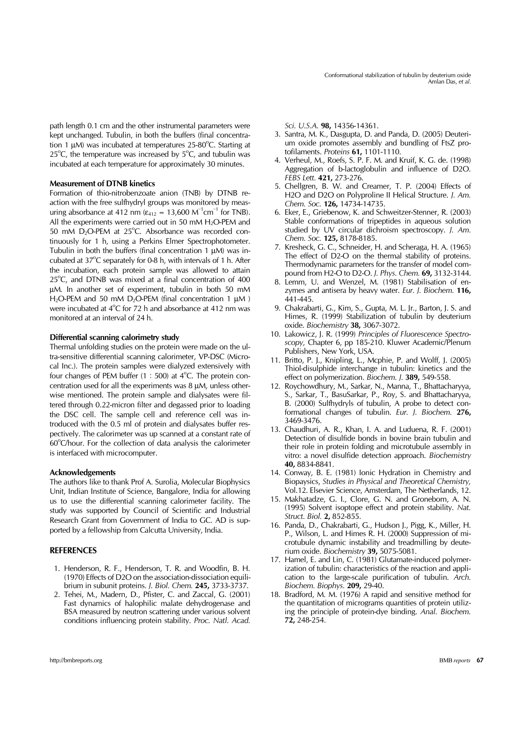path length 0.1 cm and the other instrumental parameters were kept unchanged. Tubulin, in both the buffers (final concentration 1 μM) was incubated at temperatures 25-80°C. Starting at 25°C, the temperature was increased by 5°C, and tubulin was incubated at each temperature for approximately 30 minutes.

### Measurement of DTNB kinetics

Formation of thio-nitrobenzoate anion (TNB) by DTNB reaction with the free sulfhydryl groups was monitored by measuring absorbance at 412 nm ($\varepsilon_{412}$ = 13,600 $M^{-1}cm^{-1}$ for TNB). All the experiments were carried out in 50 mM $H_2O$-PEM and 50 mM $D_2O$-PEM at 25°C. Absorbance was recorded continuously for 1 h, using a Perkins Elmer Spectrophotometer. Tubulin in both the buffers (final concentration 1 μM) was incubated at 37°C separately for 0-8 h, with intervals of 1 h. After the incubation, each protein sample was allowed to attain 25°C, and DTNB was mixed at a final concentration of 400 μM. In another set of experiment, tubulin in both 50 mM $H_2O$-PEM and 50 mM $D_2O$-PEM (final concentration 1 μM ) were incubated at 4°C for 72 h and absorbance at 412 nm was monitored at an interval of 24 h.

### Differential scanning calorimetry study

Thermal unfolding studies on the protein were made on the ultra-sensitive differential scanning calorimeter, VP-DSC (Microcal Inc.). The protein samples were dialyzed extensively with four changes of PEM buffer (1 : 500) at 4°C. The protein concentration used for all the experiments was 8 μM, unless otherwise mentioned. The protein sample and dialysates were filtered through 0.22-micron filter and degassed prior to loading the DSC cell. The sample cell and reference cell was introduced with the 0.5 ml of protein and dialysates buffer respectively. The calorimeter was up scanned at a constant rate of 60°C/hour. For the collection of data analysis the calorimeter is interfaced with microcomputer.

### Acknowledgements

The authors like to thank Prof A. Surolia, Molecular Biophysics Unit, Indian Institute of Science, Bangalore, India for allowing us to use the differential scanning calorimeter facility. The study was supported by Council of Scientific and Industrial Research Grant from Government of India to GC. AD is supported by a fellowship from Calcutta University, India.

## REFERENCES

1. Henderson, R. F., Henderson, T. R. and Woodfin, B. H. (1970) Effects of D2O on the association-dissociation equilibrium in subunit proteins. *J. Biol. Chem.* **245,** 3733-3737.
2. Tehei, M., Madern, D., Pfister, C. and Zaccal, G. (2001) Fast dynamics of halophilic malate dehydrogenase and BSA measured by neutron scattering under various solvent conditions influencing protein stability. *Proc. Natl. Acad. Sci. U.S.A.* **98,** 14356-14361.
3. Santra, M. K., Dasgupta, D. and Panda, D. (2005) Deuterium oxide promotes assembly and bundling of FtsZ protofilaments. *Proteins* **61,** 1101-1110.
4. Verheul, M., Roefs, S. P. F. M. and Kruif, K. G. de. (1998) Aggregation of b-lactoglobulin and influence of D2O. *FEBS Lett.* **421,** 273-276.
5. Chellgren, B. W. and Creamer, T. P. (2004) Effects of H2O and D2O on Polyproline II Helical Structure. *J. Am. Chem. Soc.* **126,** 14734-14735.
6. Eker, E., Griebenow, K. and Schweitzer-Stenner, R. (2003) Stable conformations of tripeptides in aqueous solution studied by UV circular dichroism spectroscopy. *J. Am. Chem. Soc.* **125,** 8178-8185.
7. Kresheck, G. C., Schneider, H. and Scheraga, H. A. (1965) The effect of D2-O on the thermal stability of proteins. Thermodynamic parameters for the transfer of model compound from H2-O to D2-O. *J. Phys. Chem.* **69,** 3132-3144.
8. Lemm, U. and Wenzel, M. (1981) Stabilisation of enzymes and antisera by heavy water. *Eur. J. Biochem.* **116,** 441-445.
9. Chakrabarti, G., Kim, S., Gupta, M. L. Jr., Barton, J. S. and Himes, R. (1999) Stabilization of tubulin by deuterium oxide. *Biochemistry* **38,** 3067-3072.
10. Lakowicz, J. R. (1999) *Principles of Fluorescence Spectroscopy,* Chapter 6, pp 185-210. Kluwer Academic/Plenum Publishers, New York, USA.
11. Britto, P. J., Knipling, L., Mcphie, P. and Wolff, J. (2005) Thiol-disulphide interchange in tubulin: kinetics and the effect on polymerization. *Biochem. J.* **389,** 549-558.
12. Roychowdhury, M., Sarkar, N., Manna, T., Bhattacharyya, S., Sarkar, T., BasuSarkar, P., Roy, S. and Bhattacharyya, B. (2000) Sulfhydryls of tubulin, A probe to detect conformational changes of tubulin. *Eur. J. Biochem.* **276,** 3469-3476.
13. Chaudhuri, A. R., Khan, I. A. and Luduena, R. F. (2001) Detection of disulfide bonds in bovine brain tubulin and their role in protein folding and microtubule assembly in vitro: a novel disulfide detection approach. *Biochemistry* **40,** 8834-8841.
14. Conway, B. E. (1981) Ionic Hydration in Chemistry and Biopaysics, *Studies in Physical and Theoretical Chemistry,* Vol.12. Elsevier Science, Amsterdam, The Netherlands, 12.
15. Makhatadze, G. I., Clore, G. N. and Groneborn, A. N. (1995) Solvent isoptope effect and protein stability. *Nat. Struct. Biol.* **2,** 852-855.
16. Panda, D., Chakrabarti, G., Hudson J., Pigg, K., Miller, H. P., Wilson, L. and Himes R. H. (2000) Suppression of microtubule dynamic instability and treadmilling by deuterium oxide. *Biochemistry* **39,** 5075-5081.
17. Hamel, E. and Lin, C. (1981) Glutamate-induced polymerization of tubulin: characteristics of the reaction and application to the large-scale purification of tubulin. *Arch. Biochem. Biophys.* **209,** 29-40.
18. Bradford, M. M. (1976) A rapid and sensitive method for the quantitation of micrograms quantities of protein utilizing the principle of protein-dye binding. *Anal. Biochem.* **72,** 248-254.